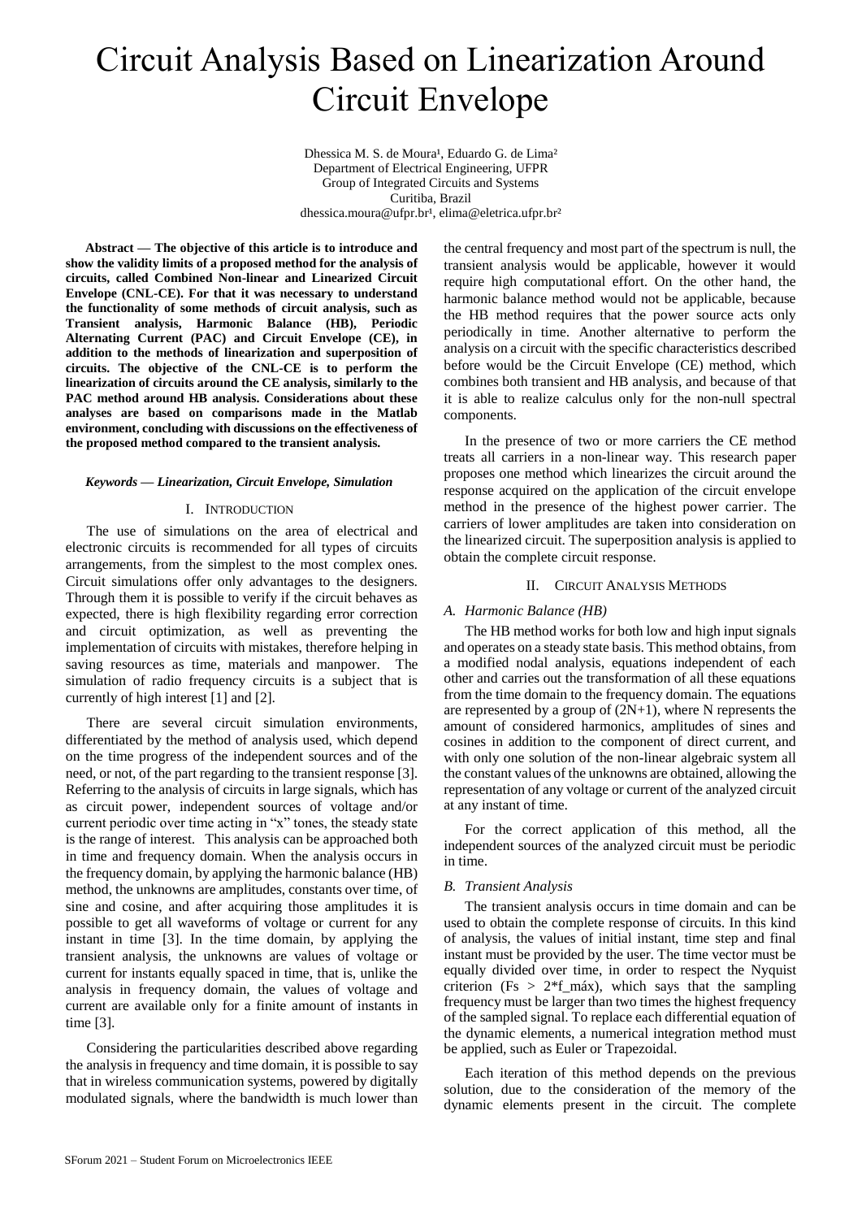# Circuit Analysis Based on Linearization Around Circuit Envelope

Dhessica M. S. de Moura[1], Eduardo G. de Lima[2]
Department of Electrical Engineering, UFPR
Group of Integrated Circuits and Systems
Curitiba, Brazil
dhessica.moura@ufpr.br[1], elima@eletrica.ufpr.br[2]

**Abstract — The objective of this article is to introduce and show the validity limits of a proposed method for the analysis of circuits, called Combined Non-linear and Linearized Circuit Envelope (CNL-CE). For that it was necessary to understand the functionality of some methods of circuit analysis, such as Transient analysis, Harmonic Balance (HB), Periodic Alternating Current (PAC) and Circuit Envelope (CE), in addition to the methods of linearization and superposition of circuits. The objective of the CNL-CE is to perform the linearization of circuits around the CE analysis, similarly to the PAC method around HB analysis. Considerations about these analyses are based on comparisons made in the Matlab environment, concluding with discussions on the effectiveness of the proposed method compared to the transient analysis.**

***Keywords — Linearization, Circuit Envelope, Simulation***

## I. Introduction

The use of simulations on the area of electrical and electronic circuits is recommended for all types of circuits arrangements, from the simplest to the most complex ones. Circuit simulations offer only advantages to the designers. Through them it is possible to verify if the circuit behaves as expected, there is high flexibility regarding error correction and circuit optimization, as well as preventing the implementation of circuits with mistakes, therefore helping in saving resources as time, materials and manpower. The simulation of radio frequency circuits is a subject that is currently of high interest [1] and [2].

There are several circuit simulation environments, differentiated by the method of analysis used, which depend on the time progress of the independent sources and of the need, or not, of the part regarding to the transient response [3]. Referring to the analysis of circuits in large signals, which has as circuit power, independent sources of voltage and/or current periodic over time acting in "x" tones, the steady state is the range of interest. This analysis can be approached both in time and frequency domain. When the analysis occurs in the frequency domain, by applying the harmonic balance (HB) method, the unknowns are amplitudes, constants over time, of sine and cosine, and after acquiring those amplitudes it is possible to get all waveforms of voltage or current for any instant in time [3]. In the time domain, by applying the transient analysis, the unknowns are values of voltage or current for instants equally spaced in time, that is, unlike the analysis in frequency domain, the values of voltage and current are available only for a finite amount of instants in time [3].

Considering the particularities described above regarding the analysis in frequency and time domain, it is possible to say that in wireless communication systems, powered by digitally modulated signals, where the bandwidth is much lower than the central frequency and most part of the spectrum is null, the transient analysis would be applicable, however it would require high computational effort. On the other hand, the harmonic balance method would not be applicable, because the HB method requires that the power source acts only periodically in time. Another alternative to perform the analysis on a circuit with the specific characteristics described before would be the Circuit Envelope (CE) method, which combines both transient and HB analysis, and because of that it is able to realize calculus only for the non-null spectral components.

In the presence of two or more carriers the CE method treats all carriers in a non-linear way. This research paper proposes one method which linearizes the circuit around the response acquired on the application of the circuit envelope method in the presence of the highest power carrier. The carriers of lower amplitudes are taken into consideration on the linearized circuit. The superposition analysis is applied to obtain the complete circuit response.

## II. Circuit Analysis Methods

### *A. Harmonic Balance (HB)*

The HB method works for both low and high input signals and operates on a steady state basis. This method obtains, from a modified nodal analysis, equations independent of each other and carries out the transformation of all these equations from the time domain to the frequency domain. The equations are represented by a group of $(2N+1)$, where N represents the amount of considered harmonics, amplitudes of sines and cosines in addition to the component of direct current, and with only one solution of the non-linear algebraic system all the constant values of the unknowns are obtained, allowing the representation of any voltage or current of the analyzed circuit at any instant of time.

For the correct application of this method, all the independent sources of the analyzed circuit must be periodic in time.

### *B. Transient Analysis*

The transient analysis occurs in time domain and can be used to obtain the complete response of circuits. In this kind of analysis, the values of initial instant, time step and final instant must be provided by the user. The time vector must be equally divided over time, in order to respect the Nyquist criterion ($Fs > 2*f\_máx$), which says that the sampling frequency must be larger than two times the highest frequency of the sampled signal. To replace each differential equation of the dynamic elements, a numerical integration method must be applied, such as Euler or Trapezoidal.

Each iteration of this method depends on the previous solution, due to the consideration of the memory of the dynamic elements present in the circuit. The complete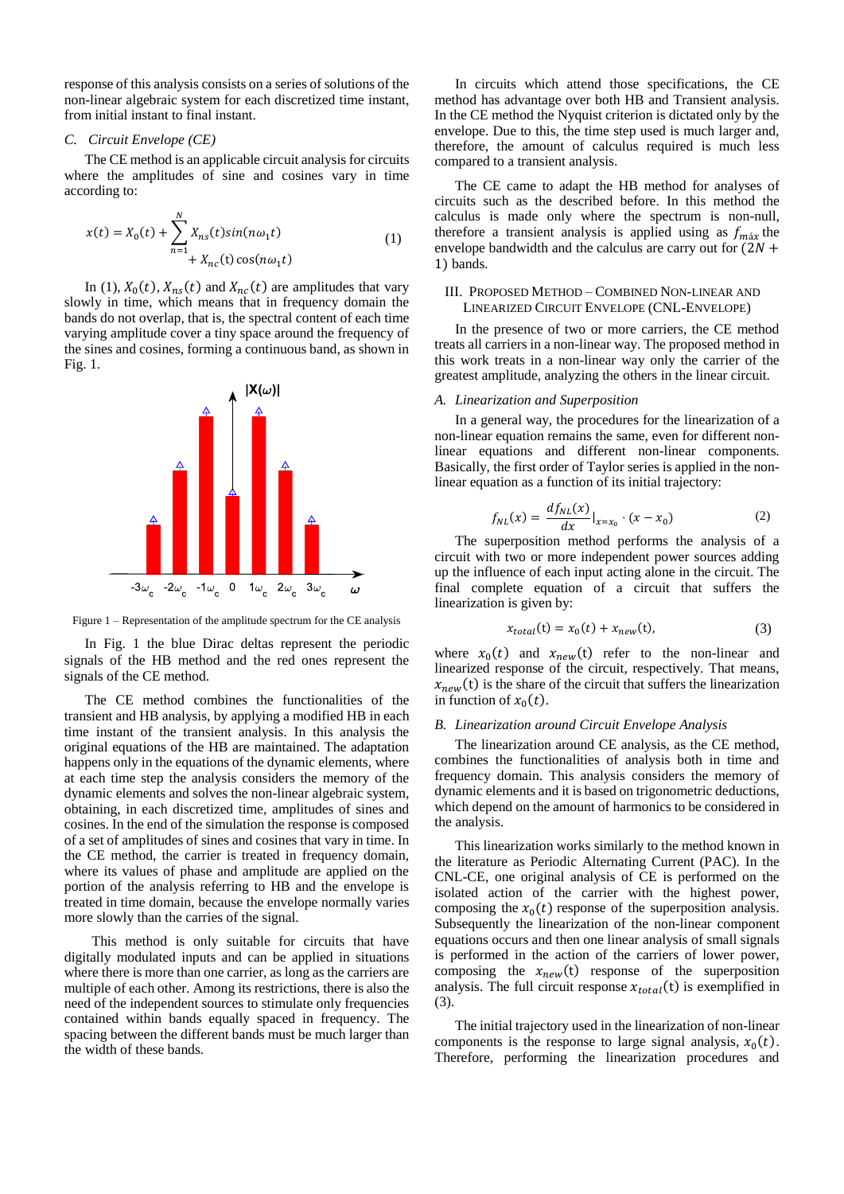response of this analysis consists on a series of solutions of the non-linear algebraic system for each discretized time instant, from initial instant to final instant.

### C. Circuit Envelope (CE)

The CE method is an applicable circuit analysis for circuits where the amplitudes of sine and cosines vary in time according to:

$$x(t) = X_0(t) + \sum_{n=1}^{N} X_{ns}(t) sin(n\omega_1 t) + X_{nc}(t) \cos(n\omega_1 t) \quad (1)$$

In (1), $X_0(t)$, $X_{ns}(t)$ and $X_{nc}(t)$ are amplitudes that vary slowly in time, which means that in frequency domain the bands do not overlap, that is, the spectral content of each time varying amplitude cover a tiny space around the frequency of the sines and cosines, forming a continuous band, as shown in Fig. 1.

Figure 1 – Representation of the amplitude spectrum for the CE analysis

In Fig. 1 the blue Dirac deltas represent the periodic signals of the HB method and the red ones represent the signals of the CE method.

The CE method combines the functionalities of the transient and HB analysis, by applying a modified HB in each time instant of the transient analysis. In this analysis the original equations of the HB are maintained. The adaptation happens only in the equations of the dynamic elements, where at each time step the analysis considers the memory of the dynamic elements and solves the non-linear algebraic system, obtaining, in each discretized time, amplitudes of sines and cosines. In the end of the simulation the response is composed of a set of amplitudes of sines and cosines that vary in time. In the CE method, the carrier is treated in frequency domain, where its values of phase and amplitude are applied on the portion of the analysis referring to HB and the envelope is treated in time domain, because the envelope normally varies more slowly than the carries of the signal.

This method is only suitable for circuits that have digitally modulated inputs and can be applied in situations where there is more than one carrier, as long as the carriers are multiple of each other. Among its restrictions, there is also the need of the independent sources to stimulate only frequencies contained within bands equally spaced in frequency. The spacing between the different bands must be much larger than the width of these bands.

In circuits which attend those specifications, the CE method has advantage over both HB and Transient analysis. In the CE method the Nyquist criterion is dictated only by the envelope. Due to this, the time step used is much larger and, therefore, the amount of calculus required is much less compared to a transient analysis.

The CE came to adapt the HB method for analyses of circuits such as the described before. In this method the calculus is made only where the spectrum is non-null, therefore a transient analysis is applied using as $f_{máx}$ the envelope bandwidth and the calculus are carry out for $(2N + 1)$ bands.

## III. Proposed Method – Combined Non-linear and Linearized Circuit Envelope (CNL-Envelope)

In the presence of two or more carriers, the CE method treats all carriers in a non-linear way. The proposed method in this work treats in a non-linear way only the carrier of the greatest amplitude, analyzing the others in the linear circuit.

### A. Linearization and Superposition

In a general way, the procedures for the linearization of a non-linear equation remains the same, even for different non-linear equations and different non-linear components. Basically, the first order of Taylor series is applied in the non-linear equation as a function of its initial trajectory:

$$f_{NL}(x) = \frac{df_{NL}(x)}{dx}\Big|_{x=x_0} \cdot (x - x_0) \quad (2)$$

The superposition method performs the analysis of a circuit with two or more independent power sources adding up the influence of each input acting alone in the circuit. The final complete equation of a circuit that suffers the linearization is given by:

$$x_{total}(\mathrm{t}) = x_0(t) + x_{new}(\mathrm{t}), \quad (3)$$

where $x_0(t)$ and $x_{new}(\mathrm{t})$ refer to the non-linear and linearized response of the circuit, respectively. That means, $x_{new}(\mathrm{t})$ is the share of the circuit that suffers the linearization in function of $x_0(t)$.

### B. Linearization around Circuit Envelope Analysis

The linearization around CE analysis, as the CE method, combines the functionalities of analysis both in time and frequency domain. This analysis considers the memory of dynamic elements and it is based on trigonometric deductions, which depend on the amount of harmonics to be considered in the analysis.

This linearization works similarly to the method known in the literature as Periodic Alternating Current (PAC). In the CNL-CE, one original analysis of CE is performed on the isolated action of the carrier with the highest power, composing the $x_0(t)$ response of the superposition analysis. Subsequently the linearization of the non-linear component equations occurs and then one linear analysis of small signals is performed in the action of the carriers of lower power, composing the $x_{new}(\mathrm{t})$ response of the superposition analysis. The full circuit response $x_{total}(\mathrm{t})$ is exemplified in (3).

The initial trajectory used in the linearization of non-linear components is the response to large signal analysis, $x_0(t)$. Therefore, performing the linearization procedures and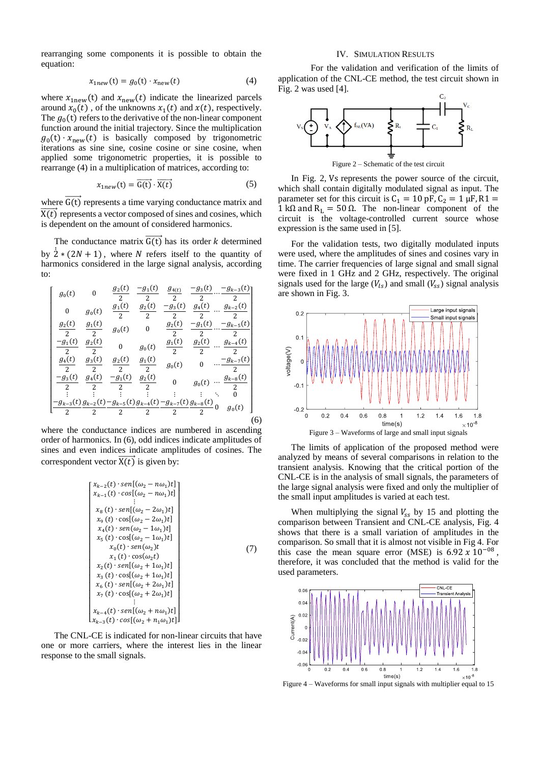rearranging some components it is possible to obtain the equation:

$$x_{1new}(t) = g_0(t) \cdot x_{new}(t) \tag{4}$$

where $x_{1new}(t)$ and $x_{new}(t)$ indicate the linearized parcels around $x_0(t)$ , of the unknowns $x_1(t)$ and $x(t)$, respectively. The $g_0(t)$ refers to the derivative of the non-linear component function around the initial trajectory. Since the multiplication $g_0(t) \cdot x_{new}(t)$ is basically composed by trigonometric iterations as sine sine, cosine cosine or sine cosine, when applied some trigonometric properties, it is possible to rearrange (4) in a multiplication of matrices, according to:

$$x_{1new}(t) = \overrightarrow{G(t)} \cdot \overrightarrow{X(t)} \tag{5}$$

where $\overrightarrow{G(t)}$ represents a time varying conductance matrix and $\overrightarrow{X(t)}$ represents a vector composed of sines and cosines, which is dependent on the amount of considered harmonics.

The conductance matrix $\overrightarrow{G(t)}$ has its order $k$ determined by $2 * (2N + 1)$, where $N$ refers itself to the quantity of harmonics considered in the large signal analysis, according to:

$$\begin{bmatrix} g_0(t) & 0 & \frac{g_2(t)}{2} & \frac{-g_1(t)}{2} & \frac{g_{4(t)}}{2} & \frac{-g_3(t)}{2} & \cdots & \frac{-g_{k-3}(t)}{2} \\ 0 & g_0(t) & \frac{g_1(t)}{2} & \frac{g_2(t)}{2} & \frac{-g_3(t)}{2} & \frac{g_4(t)}{2} & \cdots & \frac{g_{k-2}(t)}{2} \\ \frac{g_2(t)}{2} & \frac{g_1(t)}{2} & g_0(t) & 0 & \frac{g_2(t)}{2} & \frac{-g_1(t)}{2} & \cdots & \frac{-g_{k-5}(t)}{2} \\ \frac{-g_1(t)}{2} & \frac{g_2(t)}{2} & 0 & g_0(t) & \frac{g_1(t)}{2} & \frac{g_2(t)}{2} & \cdots & \frac{g_{k-4}(t)}{2} \\ \frac{g_4(t)}{2} & \frac{g_3(t)}{2} & \frac{g_2(t)}{2} & \frac{g_1(t)}{2} & g_0(t) & 0 & \cdots & \frac{-g_{k-7}(t)}{2} \\ \frac{-g_3(t)}{2} & \frac{g_4(t)}{2} & \frac{-g_1(t)}{2} & \frac{g_2(t)}{2} & 0 & g_0(t) & \cdots & \frac{g_{k-8}(t)}{2} \\ \vdots & \vdots & \vdots & \vdots & \vdots & \vdots & \ddots & 0 \\ \frac{-g_{k-3}(t)}{2} & \frac{g_{k-2}(t)}{2} & \frac{-g_{k-5}(t)}{2} & \frac{g_{k-4}(t)}{2} & \frac{-g_{k-7}(t)}{2} & \frac{g_{k-8}(t)}{2} & 0 & g_0(t) \end{bmatrix} \tag{6}$$

where the conductance indices are numbered in ascending order of harmonics. In (6), odd indices indicate amplitudes of sines and even indices indicate amplitudes of cosines. The correspondent vector $\overrightarrow{X(t)}$ is given by:

$$\begin{bmatrix} x_{k-2}(t) \cdot sen[(\omega_2 - n\omega_1)t] \\ x_{k-1}(t) \cdot cos[(\omega_2 - n\omega_1)t] \\ \vdots \\ x_8(t) \cdot sen[(\omega_2 - 2\omega_1)t] \\ x_9(t) \cdot \cos[(\omega_2 - 2\omega_1)t] \\ x_4(t) \cdot sen(\omega_2 - 1\omega_1)t] \\ x_5(t) \cdot \cos[(\omega_2 - 1\omega_1)t] \\ x_0(t) \cdot sen(\omega_2)t \\ x_1(t) \cdot \cos(\omega_2 t) \\ x_2(t) \cdot sen[(\omega_2 + 1\omega_1)t] \\ x_3(t) \cdot \cos[(\omega_2 + 1\omega_1)t] \\ x_6(t) \cdot sen[(\omega_2 + 2\omega_1)t] \\ x_7(t) \cdot \cos[(\omega_2 + 2\omega_1)t] \\ \vdots \\ x_{k-4}(t) \cdot sen[(\omega_2 + n\omega_1)t] \\ x_{k-3}(t) \cdot cos[(\omega_2 + n_1\omega_1)t] \end{bmatrix} \tag{7}$$

The CNL-CE is indicated for non-linear circuits that have one or more carriers, where the interest lies in the linear response to the small signals.

## IV. SIMULATION RESULTS

For the validation and verification of the limits of application of the CNL-CE method, the test circuit shown in Fig. 2 was used [4].

Figure 2 – Schematic of the test circuit

In Fig. 2, Vs represents the power source of the circuit, which shall contain digitally modulated signal as input. The parameter set for this circuit is $C_1 = 10$ pF, $C_2 = 1$ μF, $R1 = 1$ kΩ and $R_L = 50$ Ω. The non-linear component of the circuit is the voltage-controlled current source whose expression is the same used in [5].

For the validation tests, two digitally modulated inputs were used, where the amplitudes of sines and cosines vary in time. The carrier frequencies of large signal and small signal were fixed in 1 GHz and 2 GHz, respectively. The original signals used for the large ($V_{ls}$) and small ($V_{ss}$) signal analysis are shown in Fig. 3.

Figure 3 – Waveforms of large and small input signals

The limits of application of the proposed method were analyzed by means of several comparisons in relation to the transient analysis. Knowing that the critical portion of the CNL-CE is in the analysis of small signals, the parameters of the large signal analysis were fixed and only the multiplier of the small input amplitudes is varied at each test.

When multiplying the signal $V_{ss}$ by 15 and plotting the comparison between Transient and CNL-CE analysis, Fig. 4 shows that there is a small variation of amplitudes in the comparison. So small that it is almost not visible in Fig 4. For this case the mean square error (MSE) is $6.92\ x\ 10^{-08}$, therefore, it was concluded that the method is valid for the used parameters.

Figure 4 – Waveforms for small input signals with multiplier equal to 15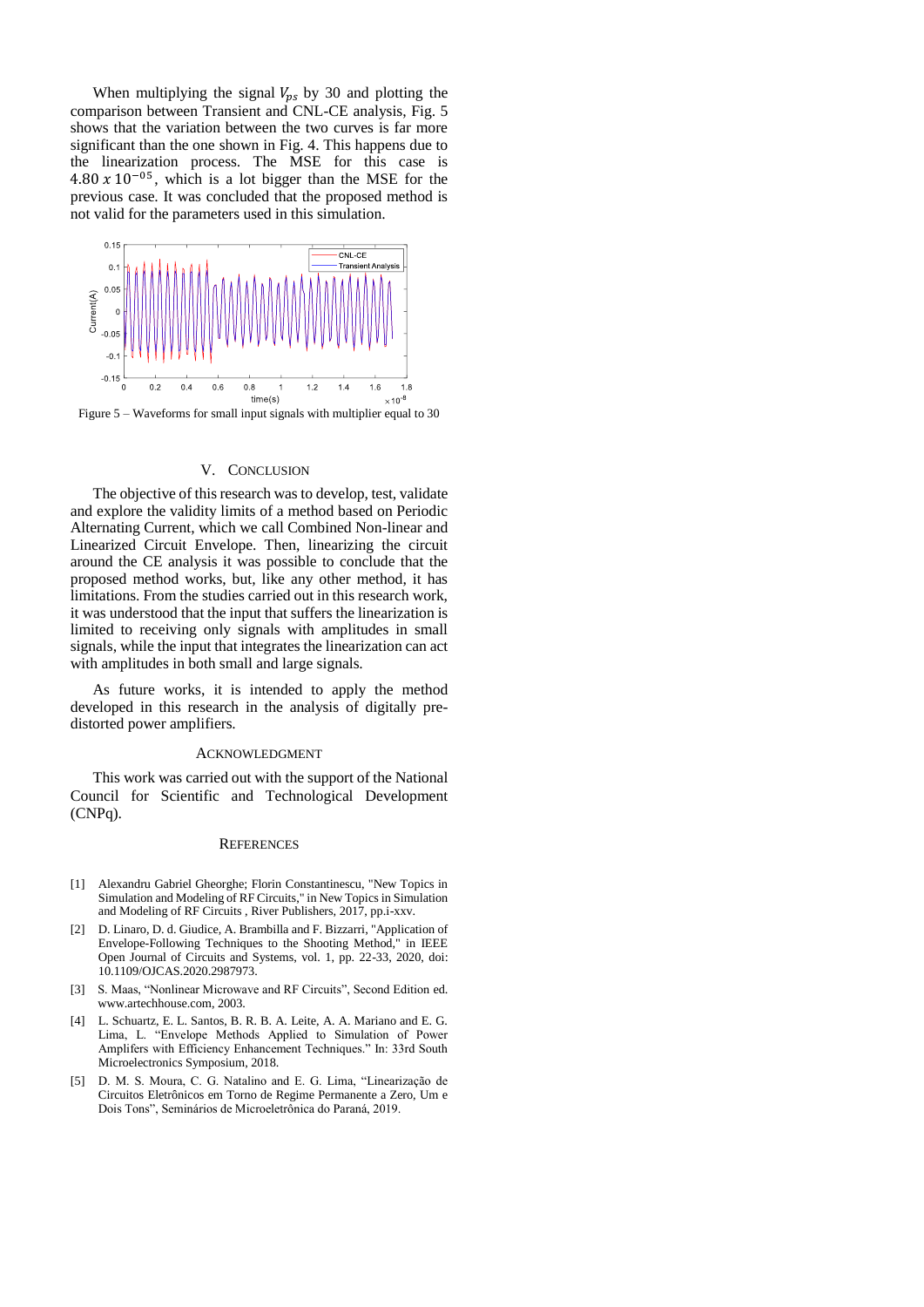When multiplying the signal $V_{ps}$ by 30 and plotting the comparison between Transient and CNL-CE analysis, Fig. 5 shows that the variation between the two curves is far more significant than the one shown in Fig. 4. This happens due to the linearization process. The MSE for this case is $4.80\ x\ 10^{-05}$, which is a lot bigger than the MSE for the previous case. It was concluded that the proposed method is not valid for the parameters used in this simulation.

0.15
0.1
0.05
0
-0.05
-0.1
-0.15
Current(A)
0 0.2 0.4 0.6 0.8 1 1.2 1.4 1.6 1.8
time(s)
$\times 10^{-8}$
CNL-CE
Transient Analysis

Figure 5 – Waveforms for small input signals with multiplier equal to 30

## V. Conclusion

The objective of this research was to develop, test, validate and explore the validity limits of a method based on Periodic Alternating Current, which we call Combined Non-linear and Linearized Circuit Envelope. Then, linearizing the circuit around the CE analysis it was possible to conclude that the proposed method works, but, like any other method, it has limitations. From the studies carried out in this research work, it was understood that the input that suffers the linearization is limited to receiving only signals with amplitudes in small signals, while the input that integrates the linearization can act with amplitudes in both small and large signals.

As future works, it is intended to apply the method developed in this research in the analysis of digitally pre-distorted power amplifiers.

## Acknowledgment

This work was carried out with the support of the National Council for Scientific and Technological Development (CNPq).

## References

[1] Alexandru Gabriel Gheorghe; Florin Constantinescu, "New Topics in Simulation and Modeling of RF Circuits," in New Topics in Simulation and Modeling of RF Circuits , River Publishers, 2017, pp.i-xxv.

[2] D. Linaro, D. d. Giudice, A. Brambilla and F. Bizzarri, "Application of Envelope-Following Techniques to the Shooting Method," in IEEE Open Journal of Circuits and Systems, vol. 1, pp. 22-33, 2020, doi: 10.1109/OJCAS.2020.2987973.

[3] S. Maas, "Nonlinear Microwave and RF Circuits", Second Edition ed. www.artechhouse.com, 2003.

[4] L. Schuartz, E. L. Santos, B. R. B. A. Leite, A. A. Mariano and E. G. Lima, L. "Envelope Methods Applied to Simulation of Power Amplifers with Efficiency Enhancement Techniques." In: 33rd South Microelectronics Symposium, 2018.

[5] D. M. S. Moura, C. G. Natalino and E. G. Lima, "Linearização de Circuitos Eletrônicos em Torno de Regime Permanente a Zero, Um e Dois Tons", Seminários de Microeletrônica do Paraná, 2019.